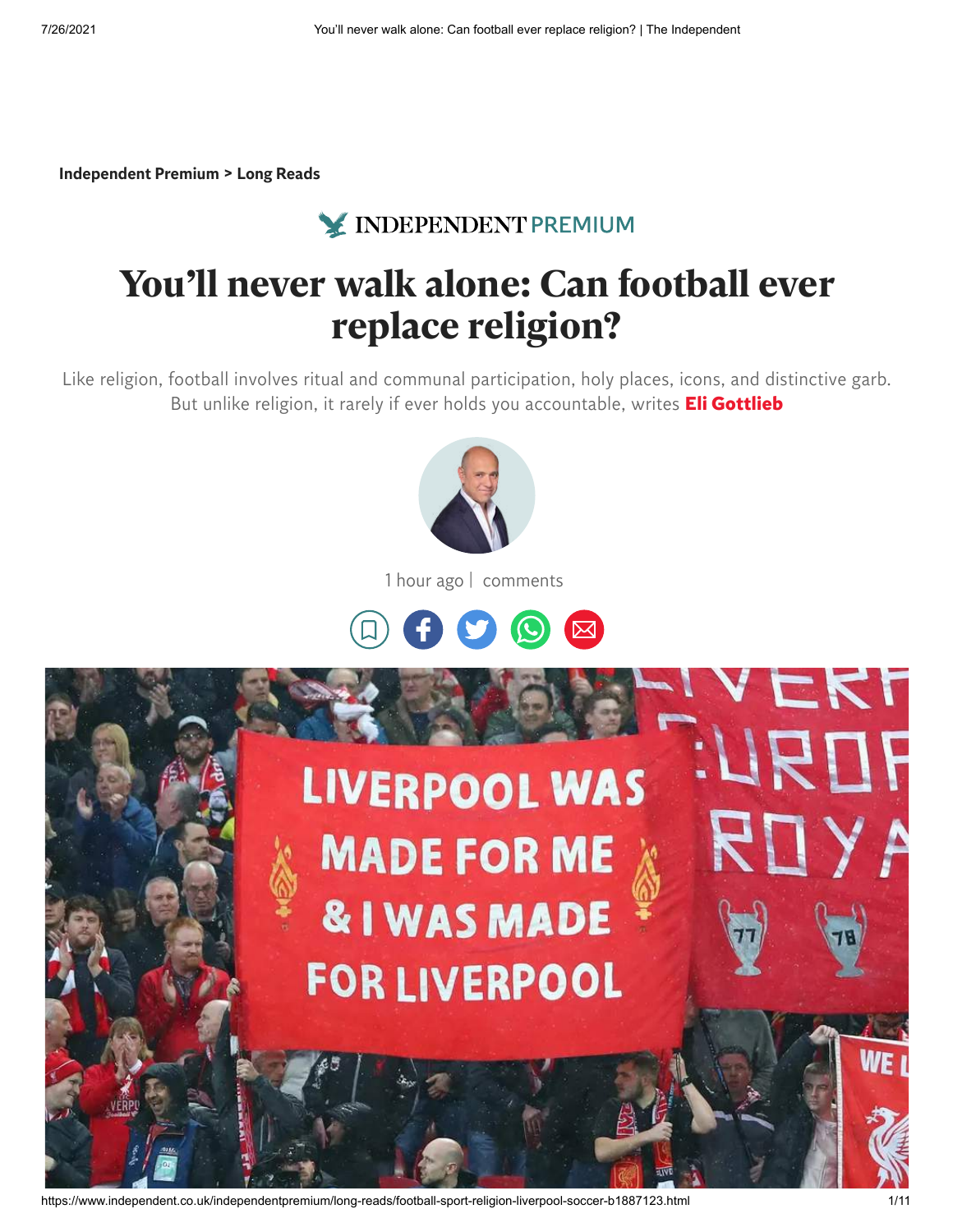Independent Premium > Long Reads

INDEPENDENT PREMIUM

# You'll never walk alone: Can football ever replace religion?

Like religion, football involves ritual and communal participation, holy places, icons, and distinctive garb. But unlike religion, it rarely if ever holds you accountable, writes **Eli Gottlieb**

1 hour ago | comments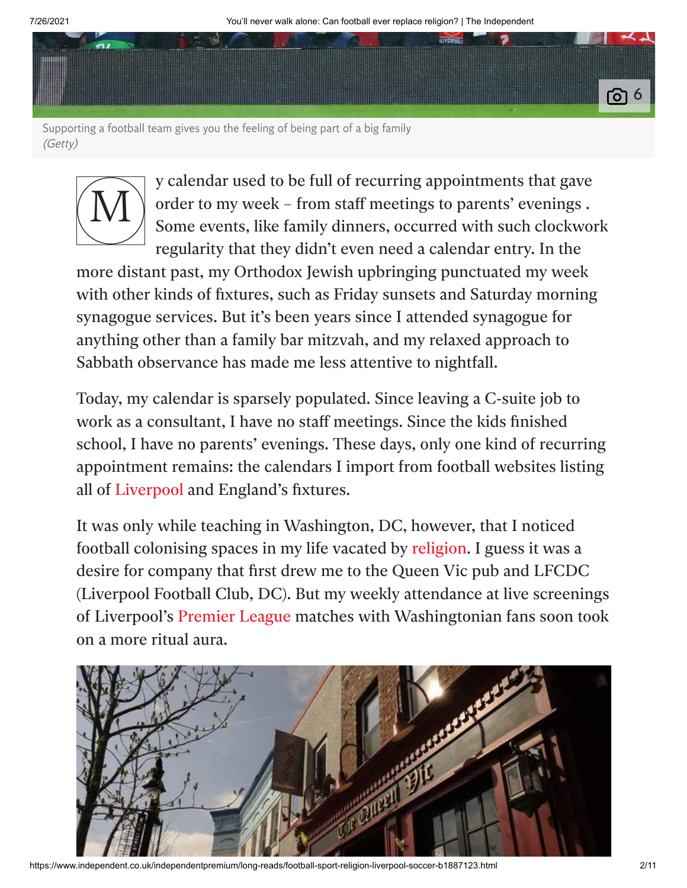Supporting a football team gives you the feeling of being part of a big family
*(Getty)*

My calendar used to be full of recurring appointments that gave order to my week – from staff meetings to parents' evenings . Some events, like family dinners, occurred with such clockwork regularity that they didn't even need a calendar entry. In the more distant past, my Orthodox Jewish upbringing punctuated my week with other kinds of fixtures, such as Friday sunsets and Saturday morning synagogue services. But it's been years since I attended synagogue for anything other than a family bar mitzvah, and my relaxed approach to Sabbath observance has made me less attentive to nightfall.

Today, my calendar is sparsely populated. Since leaving a C-suite job to work as a consultant, I have no staff meetings. Since the kids finished school, I have no parents' evenings. These days, only one kind of recurring appointment remains: the calendars I import from football websites listing all of Liverpool and England's fixtures.

It was only while teaching in Washington, DC, however, that I noticed football colonising spaces in my life vacated by religion. I guess it was a desire for company that first drew me to the Queen Vic pub and LFCDC (Liverpool Football Club, DC). But my weekly attendance at live screenings of Liverpool's Premier League matches with Washingtonian fans soon took on a more ritual aura.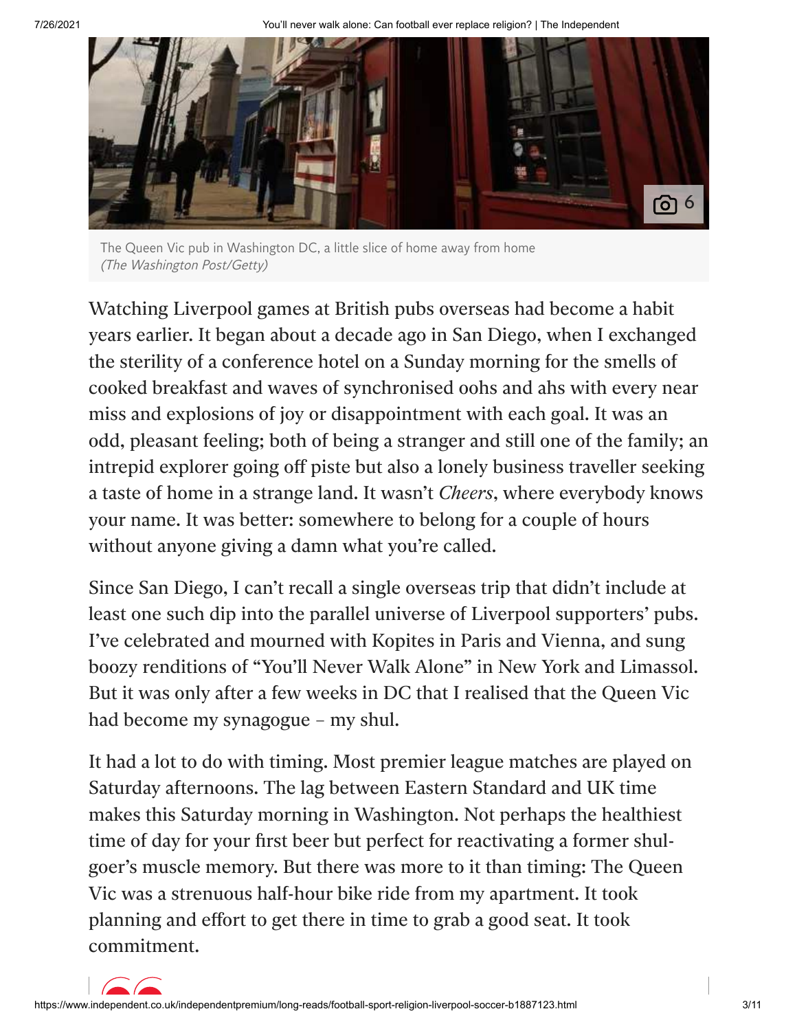The Queen Vic pub in Washington DC, a little slice of home away from home
*(The Washington Post/Getty)*

Watching Liverpool games at British pubs overseas had become a habit years earlier. It began about a decade ago in San Diego, when I exchanged the sterility of a conference hotel on a Sunday morning for the smells of cooked breakfast and waves of synchronised oohs and ahs with every near miss and explosions of joy or disappointment with each goal. It was an odd, pleasant feeling; both of being a stranger and still one of the family; an intrepid explorer going off piste but also a lonely business traveller seeking a taste of home in a strange land. It wasn't *Cheers*, where everybody knows your name. It was better: somewhere to belong for a couple of hours without anyone giving a damn what you're called.

Since San Diego, I can't recall a single overseas trip that didn't include at least one such dip into the parallel universe of Liverpool supporters' pubs. I've celebrated and mourned with Kopites in Paris and Vienna, and sung boozy renditions of "You'll Never Walk Alone" in New York and Limassol. But it was only after a few weeks in DC that I realised that the Queen Vic had become my synagogue – my shul.

It had a lot to do with timing. Most premier league matches are played on Saturday afternoons. The lag between Eastern Standard and UK time makes this Saturday morning in Washington. Not perhaps the healthiest time of day for your first beer but perfect for reactivating a former shul-goer's muscle memory. But there was more to it than timing: The Queen Vic was a strenuous half-hour bike ride from my apartment. It took planning and effort to get there in time to grab a good seat. It took commitment.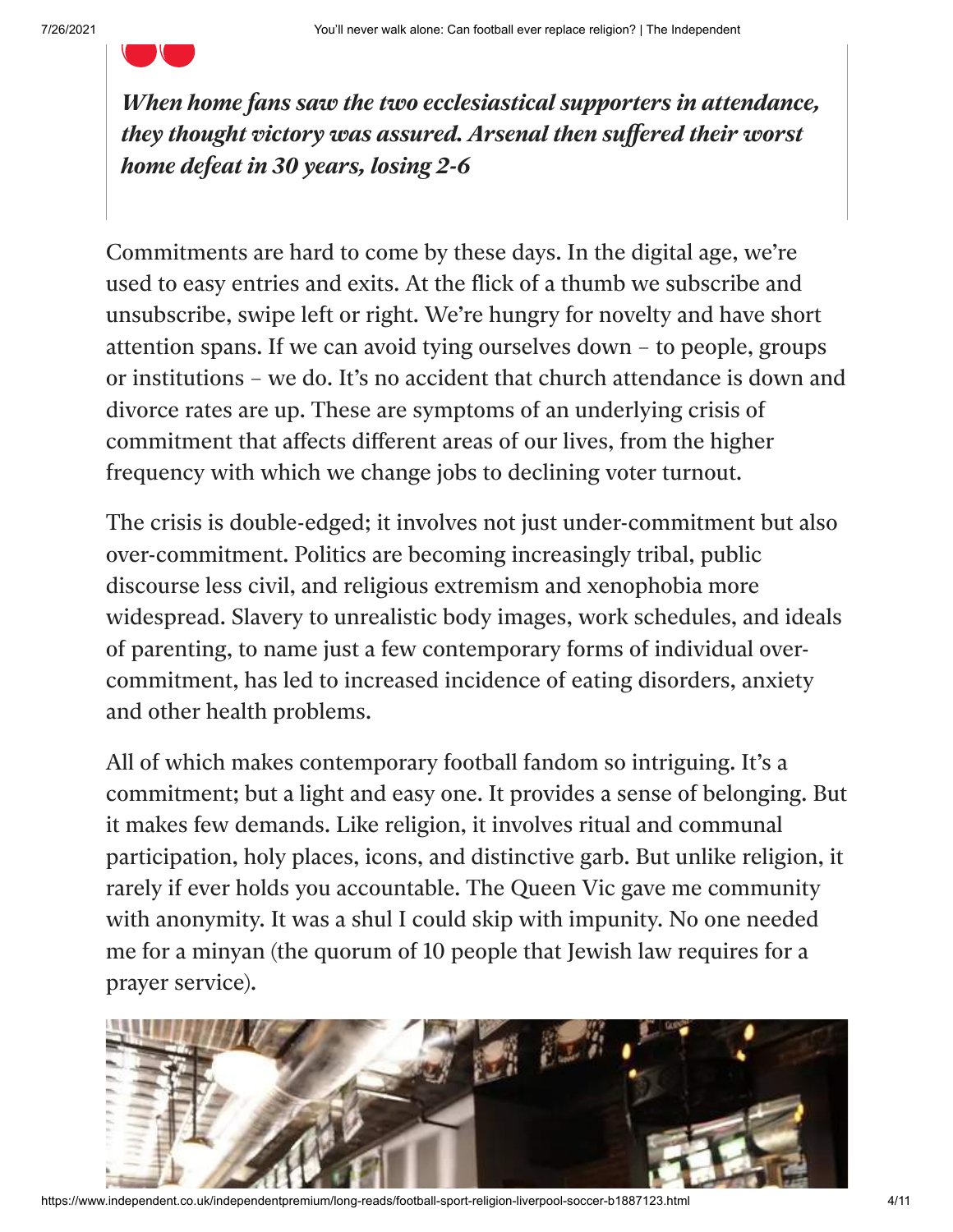> *When home fans saw the two ecclesiastical supporters in attendance, they thought victory was assured. Arsenal then suffered their worst home defeat in 30 years, losing 2-6*

Commitments are hard to come by these days. In the digital age, we're used to easy entries and exits. At the flick of a thumb we subscribe and unsubscribe, swipe left or right. We're hungry for novelty and have short attention spans. If we can avoid tying ourselves down – to people, groups or institutions – we do. It's no accident that church attendance is down and divorce rates are up. These are symptoms of an underlying crisis of commitment that affects different areas of our lives, from the higher frequency with which we change jobs to declining voter turnout.

The crisis is double-edged; it involves not just under-commitment but also over-commitment. Politics are becoming increasingly tribal, public discourse less civil, and religious extremism and xenophobia more widespread. Slavery to unrealistic body images, work schedules, and ideals of parenting, to name just a few contemporary forms of individual over-commitment, has led to increased incidence of eating disorders, anxiety and other health problems.

All of which makes contemporary football fandom so intriguing. It's a commitment; but a light and easy one. It provides a sense of belonging. But it makes few demands. Like religion, it involves ritual and communal participation, holy places, icons, and distinctive garb. But unlike religion, it rarely if ever holds you accountable. The Queen Vic gave me community with anonymity. It was a shul I could skip with impunity. No one needed me for a minyan (the quorum of 10 people that Jewish law requires for a prayer service).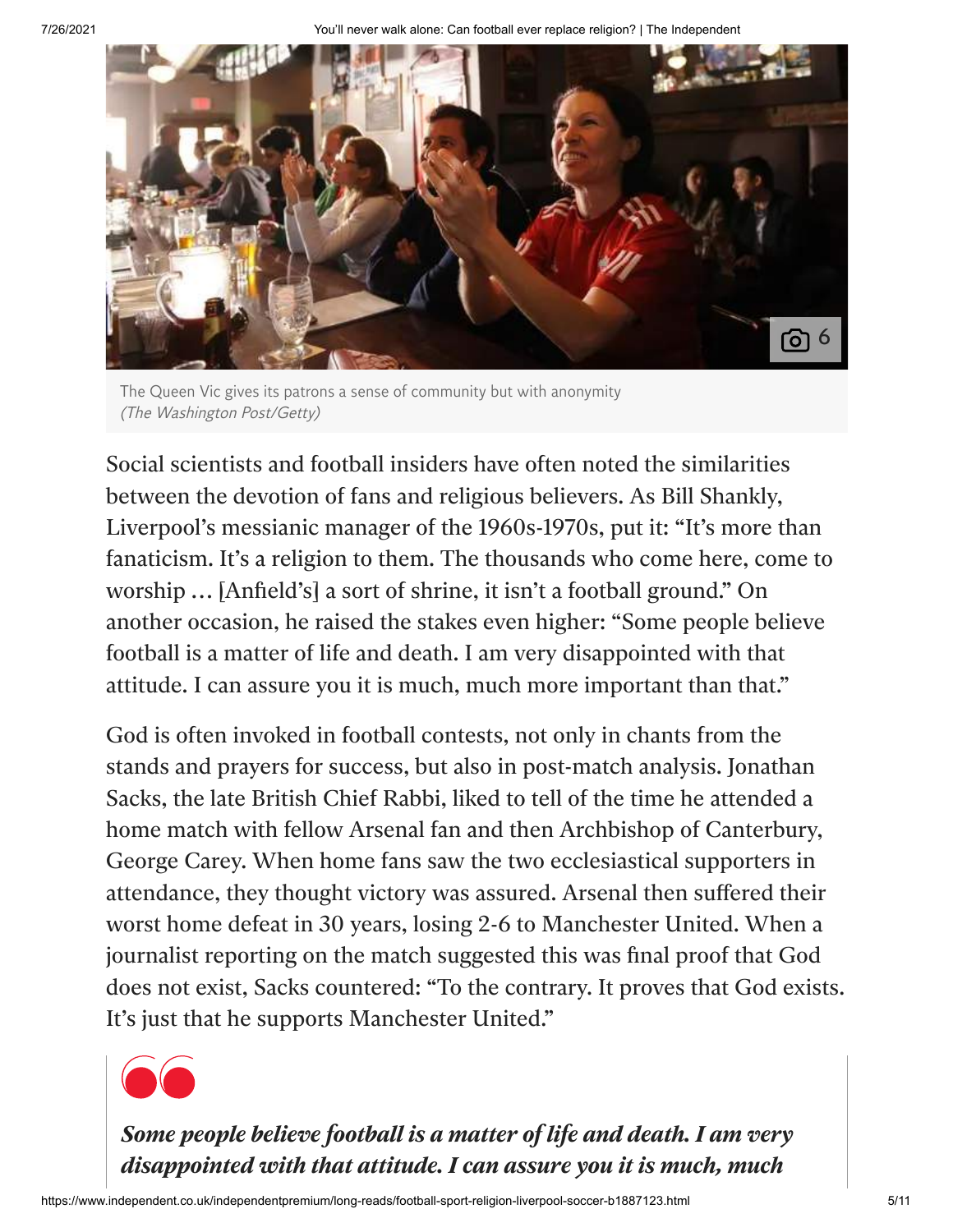The Queen Vic gives its patrons a sense of community but with anonymity
*(The Washington Post/Getty)*

Social scientists and football insiders have often noted the similarities between the devotion of fans and religious believers. As Bill Shankly, Liverpool's messianic manager of the 1960s-1970s, put it: "It's more than fanaticism. It's a religion to them. The thousands who come here, come to worship … [Anfield's] a sort of shrine, it isn't a football ground." On another occasion, he raised the stakes even higher: "Some people believe football is a matter of life and death. I am very disappointed with that attitude. I can assure you it is much, much more important than that."

God is often invoked in football contests, not only in chants from the stands and prayers for success, but also in post-match analysis. Jonathan Sacks, the late British Chief Rabbi, liked to tell of the time he attended a home match with fellow Arsenal fan and then Archbishop of Canterbury, George Carey. When home fans saw the two ecclesiastical supporters in attendance, they thought victory was assured. Arsenal then suffered their worst home defeat in 30 years, losing 2-6 to Manchester United. When a journalist reporting on the match suggested this was final proof that God does not exist, Sacks countered: "To the contrary. It proves that God exists. It's just that he supports Manchester United."

> ***Some people believe football is a matter of life and death. I am very disappointed with that attitude. I can assure you it is much, much***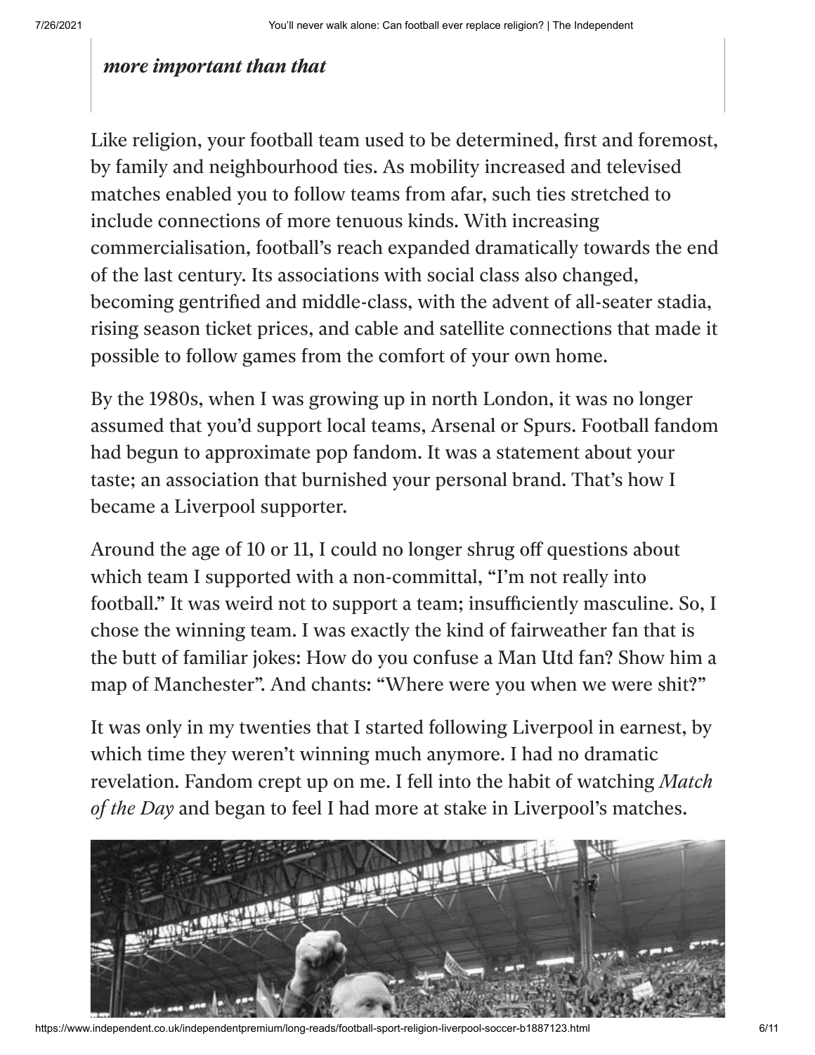***more important than that***

Like religion, your football team used to be determined, first and foremost, by family and neighbourhood ties. As mobility increased and televised matches enabled you to follow teams from afar, such ties stretched to include connections of more tenuous kinds. With increasing commercialisation, football's reach expanded dramatically towards the end of the last century. Its associations with social class also changed, becoming gentrified and middle-class, with the advent of all-seater stadia, rising season ticket prices, and cable and satellite connections that made it possible to follow games from the comfort of your own home.

By the 1980s, when I was growing up in north London, it was no longer assumed that you'd support local teams, Arsenal or Spurs. Football fandom had begun to approximate pop fandom. It was a statement about your taste; an association that burnished your personal brand. That's how I became a Liverpool supporter.

Around the age of 10 or 11, I could no longer shrug off questions about which team I supported with a non-committal, "I'm not really into football." It was weird not to support a team; insufficiently masculine. So, I chose the winning team. I was exactly the kind of fairweather fan that is the butt of familiar jokes: How do you confuse a Man Utd fan? Show him a map of Manchester". And chants: "Where were you when we were shit?"

It was only in my twenties that I started following Liverpool in earnest, by which time they weren't winning much anymore. I had no dramatic revelation. Fandom crept up on me. I fell into the habit of watching *Match of the Day* and began to feel I had more at stake in Liverpool's matches.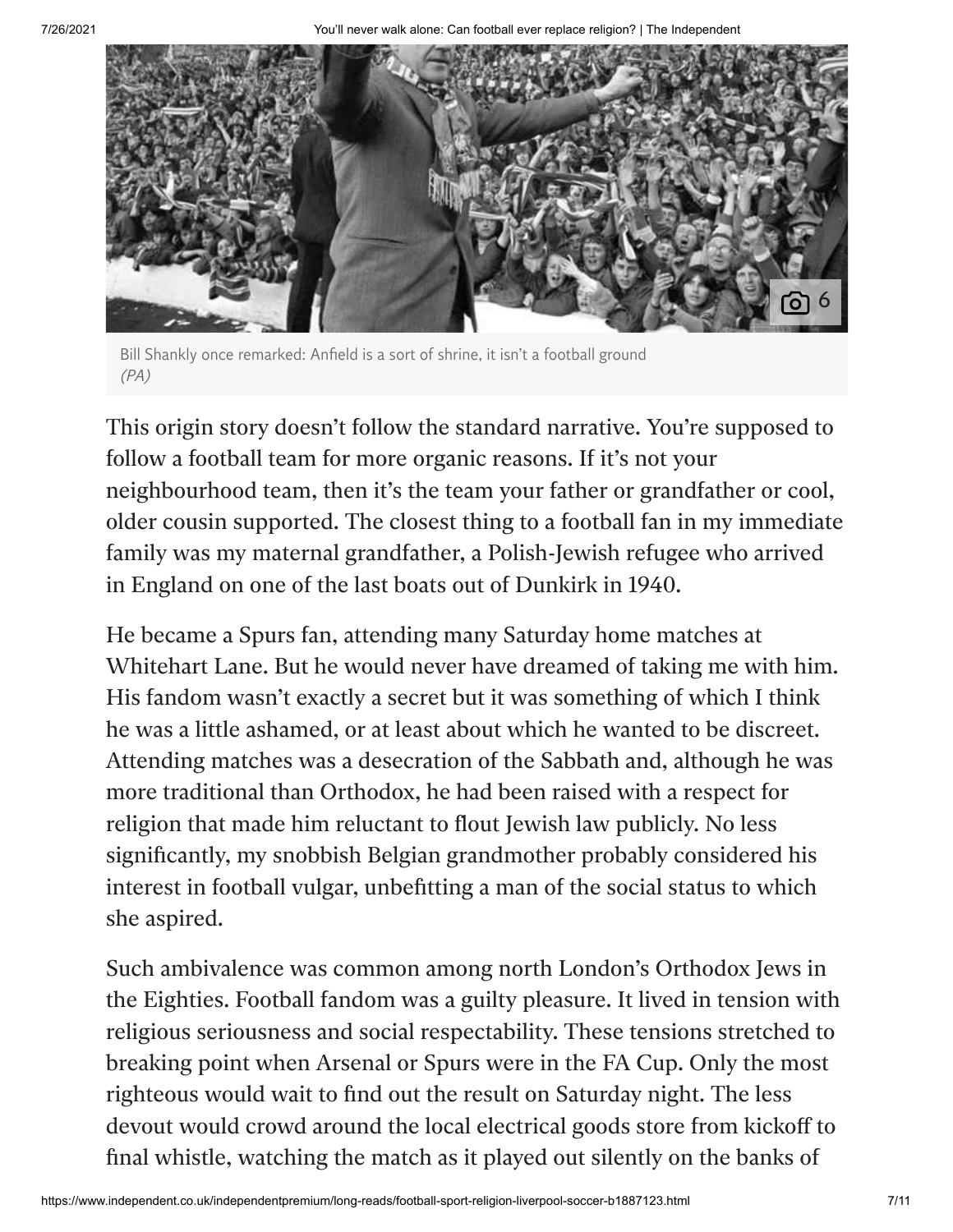Bill Shankly once remarked: Anfield is a sort of shrine, it isn't a football ground
*(PA)*

This origin story doesn't follow the standard narrative. You're supposed to follow a football team for more organic reasons. If it's not your neighbourhood team, then it's the team your father or grandfather or cool, older cousin supported. The closest thing to a football fan in my immediate family was my maternal grandfather, a Polish-Jewish refugee who arrived in England on one of the last boats out of Dunkirk in 1940.

He became a Spurs fan, attending many Saturday home matches at Whitehart Lane. But he would never have dreamed of taking me with him. His fandom wasn't exactly a secret but it was something of which I think he was a little ashamed, or at least about which he wanted to be discreet. Attending matches was a desecration of the Sabbath and, although he was more traditional than Orthodox, he had been raised with a respect for religion that made him reluctant to flout Jewish law publicly. No less significantly, my snobbish Belgian grandmother probably considered his interest in football vulgar, unbefitting a man of the social status to which she aspired.

Such ambivalence was common among north London's Orthodox Jews in the Eighties. Football fandom was a guilty pleasure. It lived in tension with religious seriousness and social respectability. These tensions stretched to breaking point when Arsenal or Spurs were in the FA Cup. Only the most righteous would wait to find out the result on Saturday night. The less devout would crowd around the local electrical goods store from kickoff to final whistle, watching the match as it played out silently on the banks of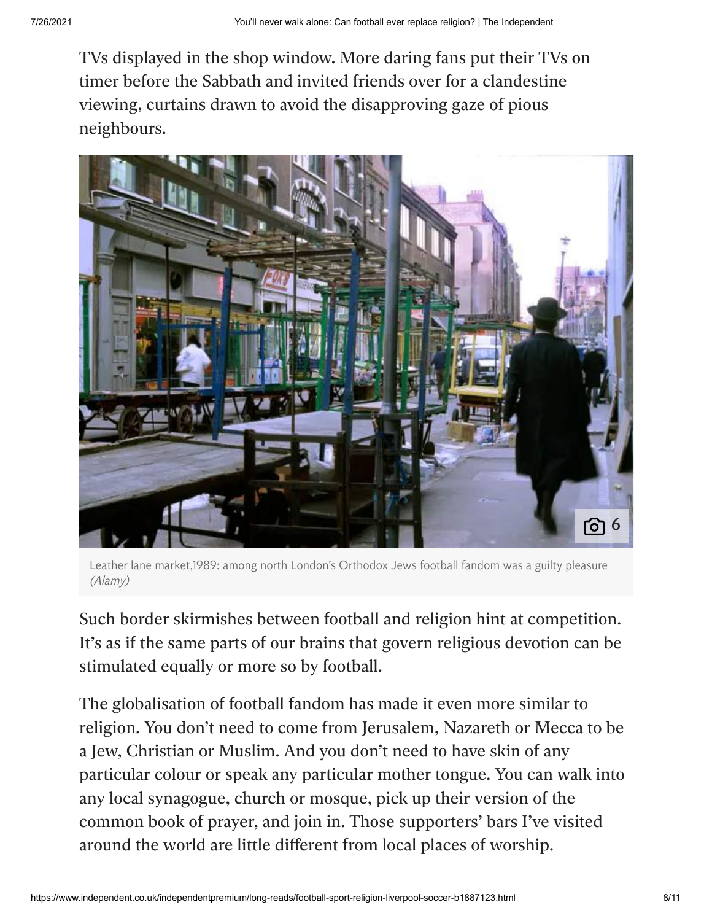TVs displayed in the shop window. More daring fans put their TVs on timer before the Sabbath and invited friends over for a clandestine viewing, curtains drawn to avoid the disapproving gaze of pious neighbours.

Leather lane market,1989: among north London's Orthodox Jews football fandom was a guilty pleasure *(Alamy)*

Such border skirmishes between football and religion hint at competition. It's as if the same parts of our brains that govern religious devotion can be stimulated equally or more so by football.

The globalisation of football fandom has made it even more similar to religion. You don't need to come from Jerusalem, Nazareth or Mecca to be a Jew, Christian or Muslim. And you don't need to have skin of any particular colour or speak any particular mother tongue. You can walk into any local synagogue, church or mosque, pick up their version of the common book of prayer, and join in. Those supporters' bars I've visited around the world are little different from local places of worship.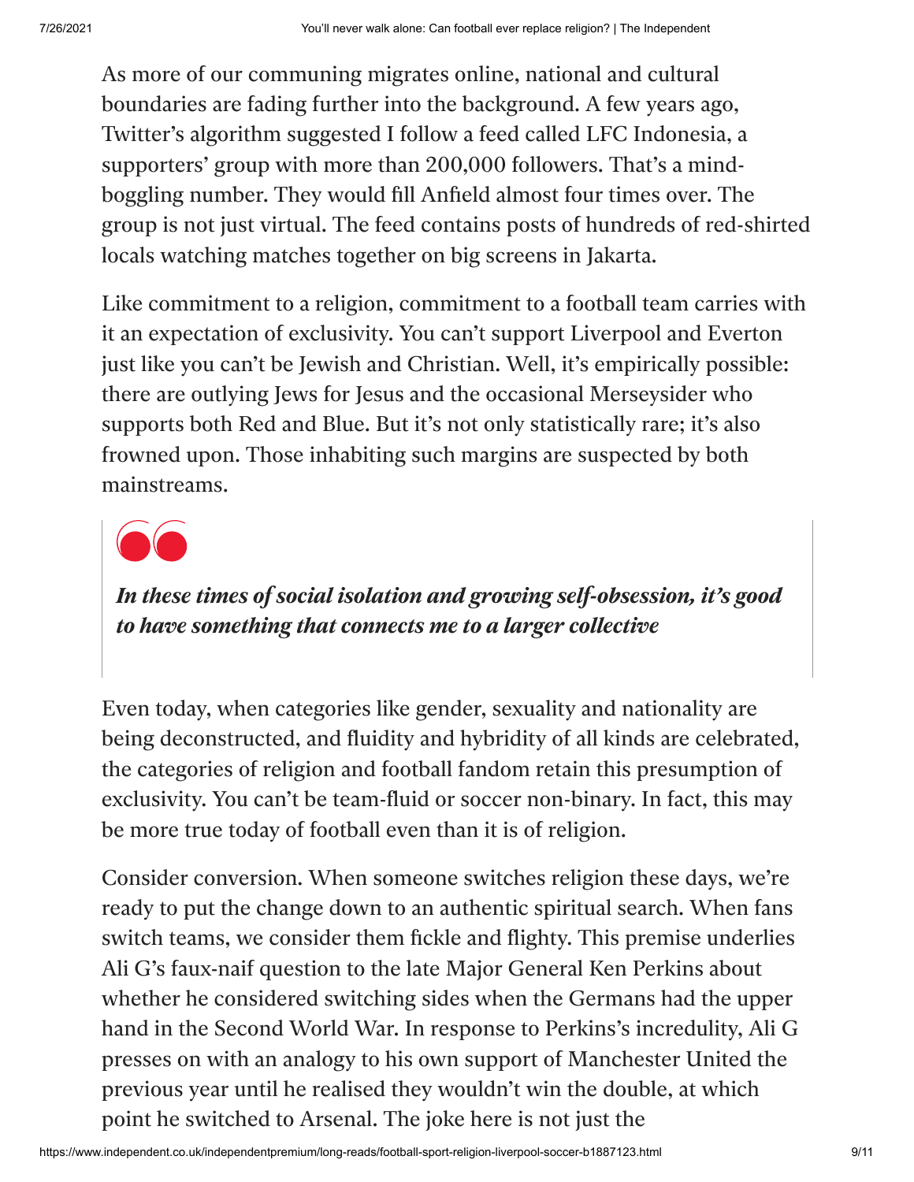As more of our communing migrates online, national and cultural boundaries are fading further into the background. A few years ago, Twitter's algorithm suggested I follow a feed called LFC Indonesia, a supporters' group with more than 200,000 followers. That's a mind-boggling number. They would fill Anfield almost four times over. The group is not just virtual. The feed contains posts of hundreds of red-shirted locals watching matches together on big screens in Jakarta.

Like commitment to a religion, commitment to a football team carries with it an expectation of exclusivity. You can't support Liverpool and Everton just like you can't be Jewish and Christian. Well, it's empirically possible: there are outlying Jews for Jesus and the occasional Merseysider who supports both Red and Blue. But it's not only statistically rare; it's also frowned upon. Those inhabiting such margins are suspected by both mainstreams.

> ***In these times of social isolation and growing self-obsession, it's good to have something that connects me to a larger collective***

Even today, when categories like gender, sexuality and nationality are being deconstructed, and fluidity and hybridity of all kinds are celebrated, the categories of religion and football fandom retain this presumption of exclusivity. You can't be team-fluid or soccer non-binary. In fact, this may be more true today of football even than it is of religion.

Consider conversion. When someone switches religion these days, we're ready to put the change down to an authentic spiritual search. When fans switch teams, we consider them fickle and flighty. This premise underlies Ali G's faux-naif question to the late Major General Ken Perkins about whether he considered switching sides when the Germans had the upper hand in the Second World War. In response to Perkins's incredulity, Ali G presses on with an analogy to his own support of Manchester United the previous year until he realised they wouldn't win the double, at which point he switched to Arsenal. The joke here is not just the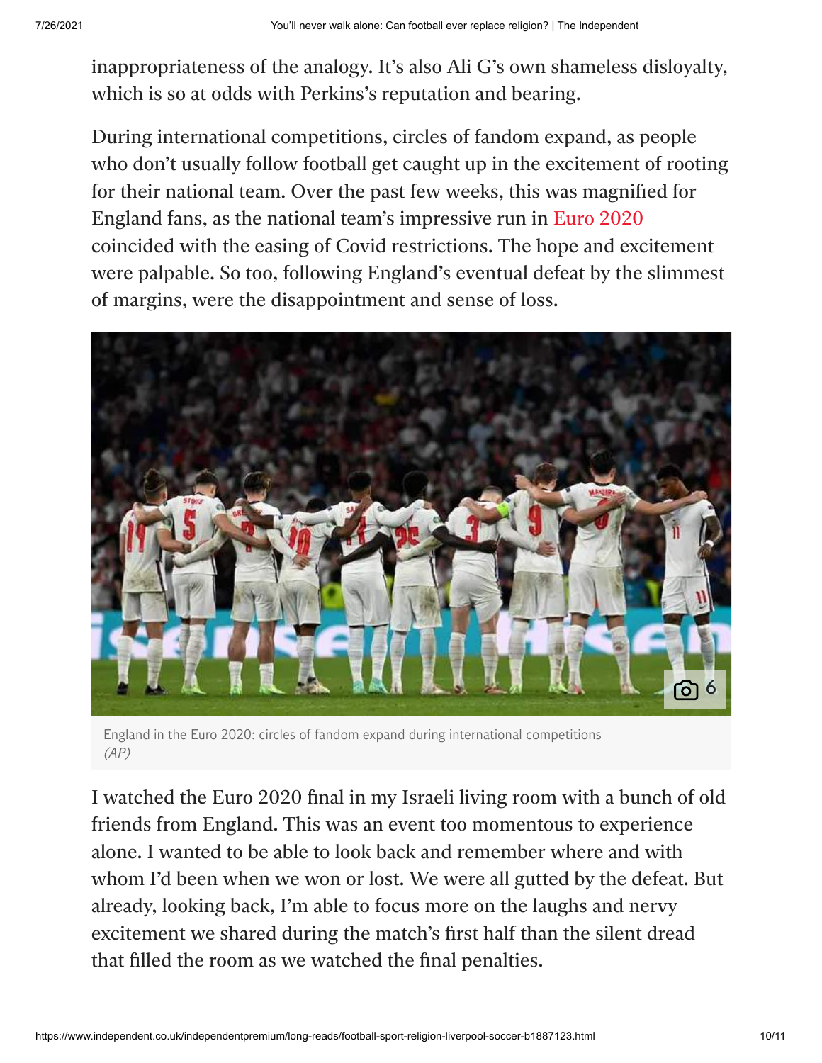inappropriateness of the analogy. It's also Ali G's own shameless disloyalty, which is so at odds with Perkins's reputation and bearing.

During international competitions, circles of fandom expand, as people who don't usually follow football get caught up in the excitement of rooting for their national team. Over the past few weeks, this was magnified for England fans, as the national team's impressive run in Euro 2020 coincided with the easing of Covid restrictions. The hope and excitement were palpable. So too, following England's eventual defeat by the slimmest of margins, were the disappointment and sense of loss.

England in the Euro 2020: circles of fandom expand during international competitions *(AP)*

I watched the Euro 2020 final in my Israeli living room with a bunch of old friends from England. This was an event too momentous to experience alone. I wanted to be able to look back and remember where and with whom I'd been when we won or lost. We were all gutted by the defeat. But already, looking back, I'm able to focus more on the laughs and nervy excitement we shared during the match's first half than the silent dread that filled the room as we watched the final penalties.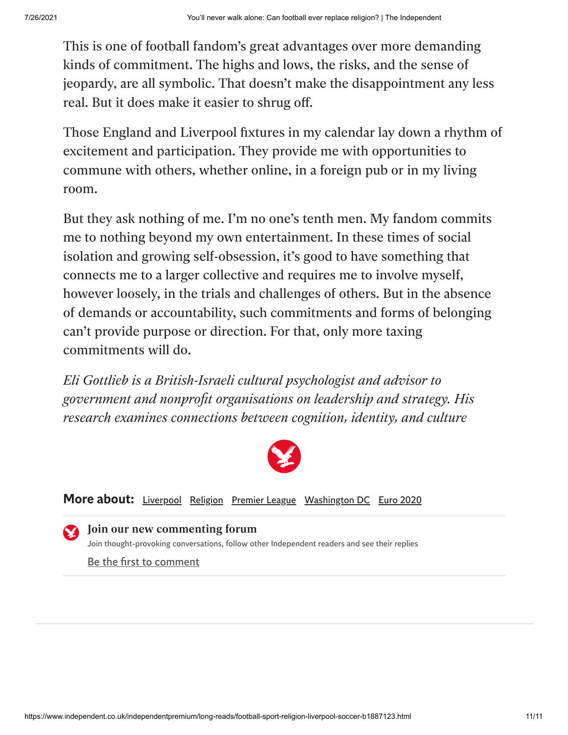This is one of football fandom's great advantages over more demanding kinds of commitment. The highs and lows, the risks, and the sense of jeopardy, are all symbolic. That doesn't make the disappointment any less real. But it does make it easier to shrug off.

Those England and Liverpool fixtures in my calendar lay down a rhythm of excitement and participation. They provide me with opportunities to commune with others, whether online, in a foreign pub or in my living room.

But they ask nothing of me. I'm no one's tenth men. My fandom commits me to nothing beyond my own entertainment. In these times of social isolation and growing self-obsession, it's good to have something that connects me to a larger collective and requires me to involve myself, however loosely, in the trials and challenges of others. But in the absence of demands or accountability, such commitments and forms of belonging can't provide purpose or direction. For that, only more taxing commitments will do.

*Eli Gottlieb is a British-Israeli cultural psychologist and advisor to government and nonprofit organisations on leadership and strategy. His research examines connections between cognition, identity, and culture*

**More about:** Liverpool Religion Premier League Washington DC Euro 2020

**Join our new commenting forum**

Join thought-provoking conversations, follow other Independent readers and see their replies

Be the first to comment